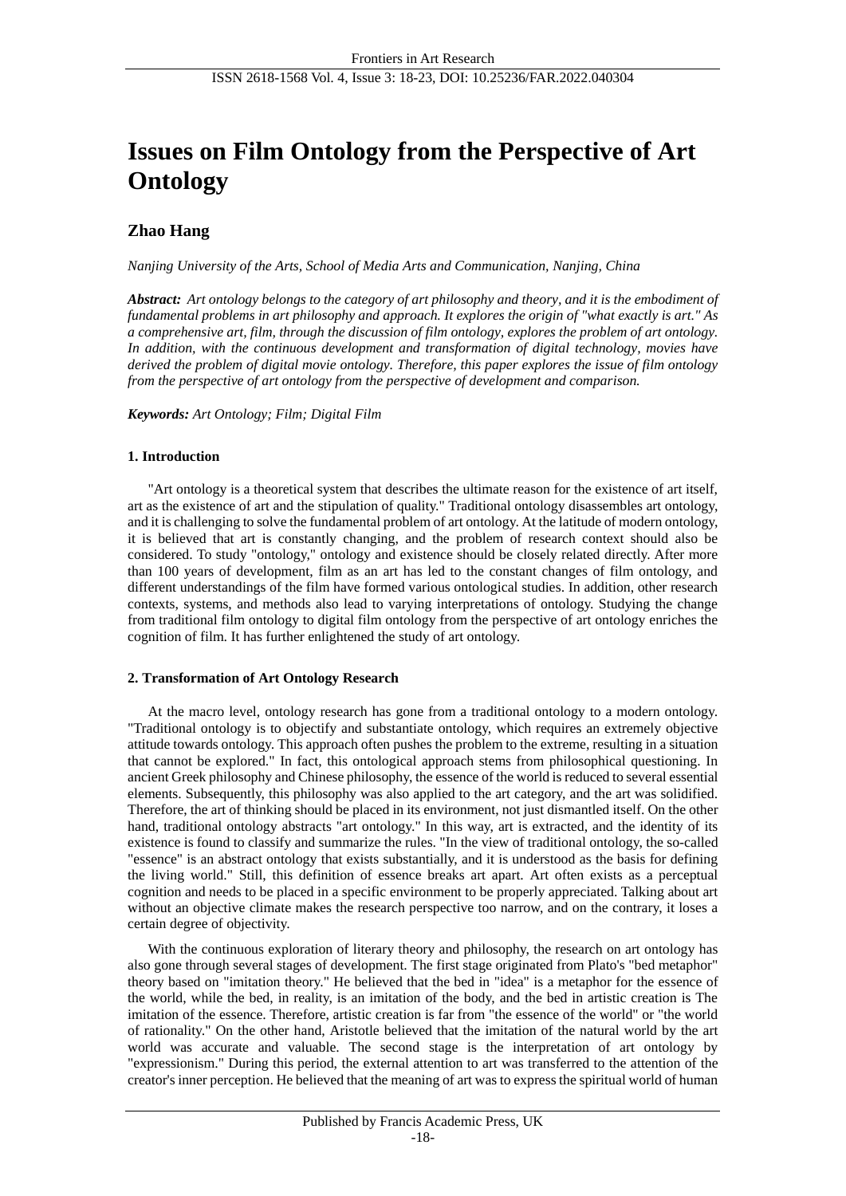# Issues on Film Ontology from the Perspective of Art Ontology

**Zhao Hang**

*Nanjing University of the Arts, School of Media Arts and Communication, Nanjing, China*

***Abstract:*** *Art ontology belongs to the category of art philosophy and theory, and it is the embodiment of fundamental problems in art philosophy and approach. It explores the origin of "what exactly is art." As a comprehensive art, film, through the discussion of film ontology, explores the problem of art ontology. In addition, with the continuous development and transformation of digital technology, movies have derived the problem of digital movie ontology. Therefore, this paper explores the issue of film ontology from the perspective of art ontology from the perspective of development and comparison.*

***Keywords:*** *Art Ontology; Film; Digital Film*

## 1. Introduction

"Art ontology is a theoretical system that describes the ultimate reason for the existence of art itself, art as the existence of art and the stipulation of quality." Traditional ontology disassembles art ontology, and it is challenging to solve the fundamental problem of art ontology. At the latitude of modern ontology, it is believed that art is constantly changing, and the problem of research context should also be considered. To study "ontology," ontology and existence should be closely related directly. After more than 100 years of development, film as an art has led to the constant changes of film ontology, and different understandings of the film have formed various ontological studies. In addition, other research contexts, systems, and methods also lead to varying interpretations of ontology. Studying the change from traditional film ontology to digital film ontology from the perspective of art ontology enriches the cognition of film. It has further enlightened the study of art ontology.

## 2. Transformation of Art Ontology Research

At the macro level, ontology research has gone from a traditional ontology to a modern ontology. "Traditional ontology is to objectify and substantiate ontology, which requires an extremely objective attitude towards ontology. This approach often pushes the problem to the extreme, resulting in a situation that cannot be explored." In fact, this ontological approach stems from philosophical questioning. In ancient Greek philosophy and Chinese philosophy, the essence of the world is reduced to several essential elements. Subsequently, this philosophy was also applied to the art category, and the art was solidified. Therefore, the art of thinking should be placed in its environment, not just dismantled itself. On the other hand, traditional ontology abstracts "art ontology." In this way, art is extracted, and the identity of its existence is found to classify and summarize the rules. "In the view of traditional ontology, the so-called "essence" is an abstract ontology that exists substantially, and it is understood as the basis for defining the living world." Still, this definition of essence breaks art apart. Art often exists as a perceptual cognition and needs to be placed in a specific environment to be properly appreciated. Talking about art without an objective climate makes the research perspective too narrow, and on the contrary, it loses a certain degree of objectivity.

With the continuous exploration of literary theory and philosophy, the research on art ontology has also gone through several stages of development. The first stage originated from Plato's "bed metaphor" theory based on "imitation theory." He believed that the bed in "idea" is a metaphor for the essence of the world, while the bed, in reality, is an imitation of the body, and the bed in artistic creation is The imitation of the essence. Therefore, artistic creation is far from "the essence of the world" or "the world of rationality." On the other hand, Aristotle believed that the imitation of the natural world by the art world was accurate and valuable. The second stage is the interpretation of art ontology by "expressionism." During this period, the external attention to art was transferred to the attention of the creator's inner perception. He believed that the meaning of art was to express the spiritual world of human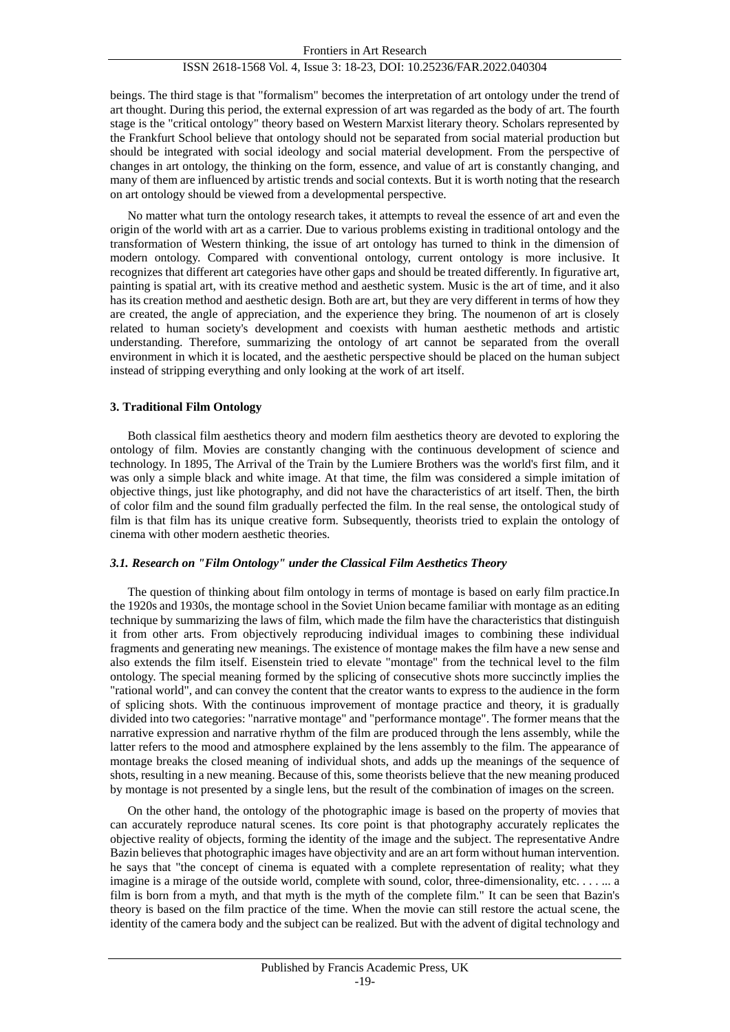beings. The third stage is that "formalism" becomes the interpretation of art ontology under the trend of art thought. During this period, the external expression of art was regarded as the body of art. The fourth stage is the "critical ontology" theory based on Western Marxist literary theory. Scholars represented by the Frankfurt School believe that ontology should not be separated from social material production but should be integrated with social ideology and social material development. From the perspective of changes in art ontology, the thinking on the form, essence, and value of art is constantly changing, and many of them are influenced by artistic trends and social contexts. But it is worth noting that the research on art ontology should be viewed from a developmental perspective.

No matter what turn the ontology research takes, it attempts to reveal the essence of art and even the origin of the world with art as a carrier. Due to various problems existing in traditional ontology and the transformation of Western thinking, the issue of art ontology has turned to think in the dimension of modern ontology. Compared with conventional ontology, current ontology is more inclusive. It recognizes that different art categories have other gaps and should be treated differently. In figurative art, painting is spatial art, with its creative method and aesthetic system. Music is the art of time, and it also has its creation method and aesthetic design. Both are art, but they are very different in terms of how they are created, the angle of appreciation, and the experience they bring. The noumenon of art is closely related to human society's development and coexists with human aesthetic methods and artistic understanding. Therefore, summarizing the ontology of art cannot be separated from the overall environment in which it is located, and the aesthetic perspective should be placed on the human subject instead of stripping everything and only looking at the work of art itself.

## 3. Traditional Film Ontology

Both classical film aesthetics theory and modern film aesthetics theory are devoted to exploring the ontology of film. Movies are constantly changing with the continuous development of science and technology. In 1895, The Arrival of the Train by the Lumiere Brothers was the world's first film, and it was only a simple black and white image. At that time, the film was considered a simple imitation of objective things, just like photography, and did not have the characteristics of art itself. Then, the birth of color film and the sound film gradually perfected the film. In the real sense, the ontological study of film is that film has its unique creative form. Subsequently, theorists tried to explain the ontology of cinema with other modern aesthetic theories.

### *3.1. Research on "Film Ontology" under the Classical Film Aesthetics Theory*

The question of thinking about film ontology in terms of montage is based on early film practice.In the 1920s and 1930s, the montage school in the Soviet Union became familiar with montage as an editing technique by summarizing the laws of film, which made the film have the characteristics that distinguish it from other arts. From objectively reproducing individual images to combining these individual fragments and generating new meanings. The existence of montage makes the film have a new sense and also extends the film itself. Eisenstein tried to elevate "montage" from the technical level to the film ontology. The special meaning formed by the splicing of consecutive shots more succinctly implies the "rational world", and can convey the content that the creator wants to express to the audience in the form of splicing shots. With the continuous improvement of montage practice and theory, it is gradually divided into two categories: "narrative montage" and "performance montage". The former means that the narrative expression and narrative rhythm of the film are produced through the lens assembly, while the latter refers to the mood and atmosphere explained by the lens assembly to the film. The appearance of montage breaks the closed meaning of individual shots, and adds up the meanings of the sequence of shots, resulting in a new meaning. Because of this, some theorists believe that the new meaning produced by montage is not presented by a single lens, but the result of the combination of images on the screen.

On the other hand, the ontology of the photographic image is based on the property of movies that can accurately reproduce natural scenes. Its core point is that photography accurately replicates the objective reality of objects, forming the identity of the image and the subject. The representative Andre Bazin believes that photographic images have objectivity and are an art form without human intervention. he says that "the concept of cinema is equated with a complete representation of reality; what they imagine is a mirage of the outside world, complete with sound, color, three-dimensionality, etc. . . . ... a film is born from a myth, and that myth is the myth of the complete film." It can be seen that Bazin's theory is based on the film practice of the time. When the movie can still restore the actual scene, the identity of the camera body and the subject can be realized. But with the advent of digital technology and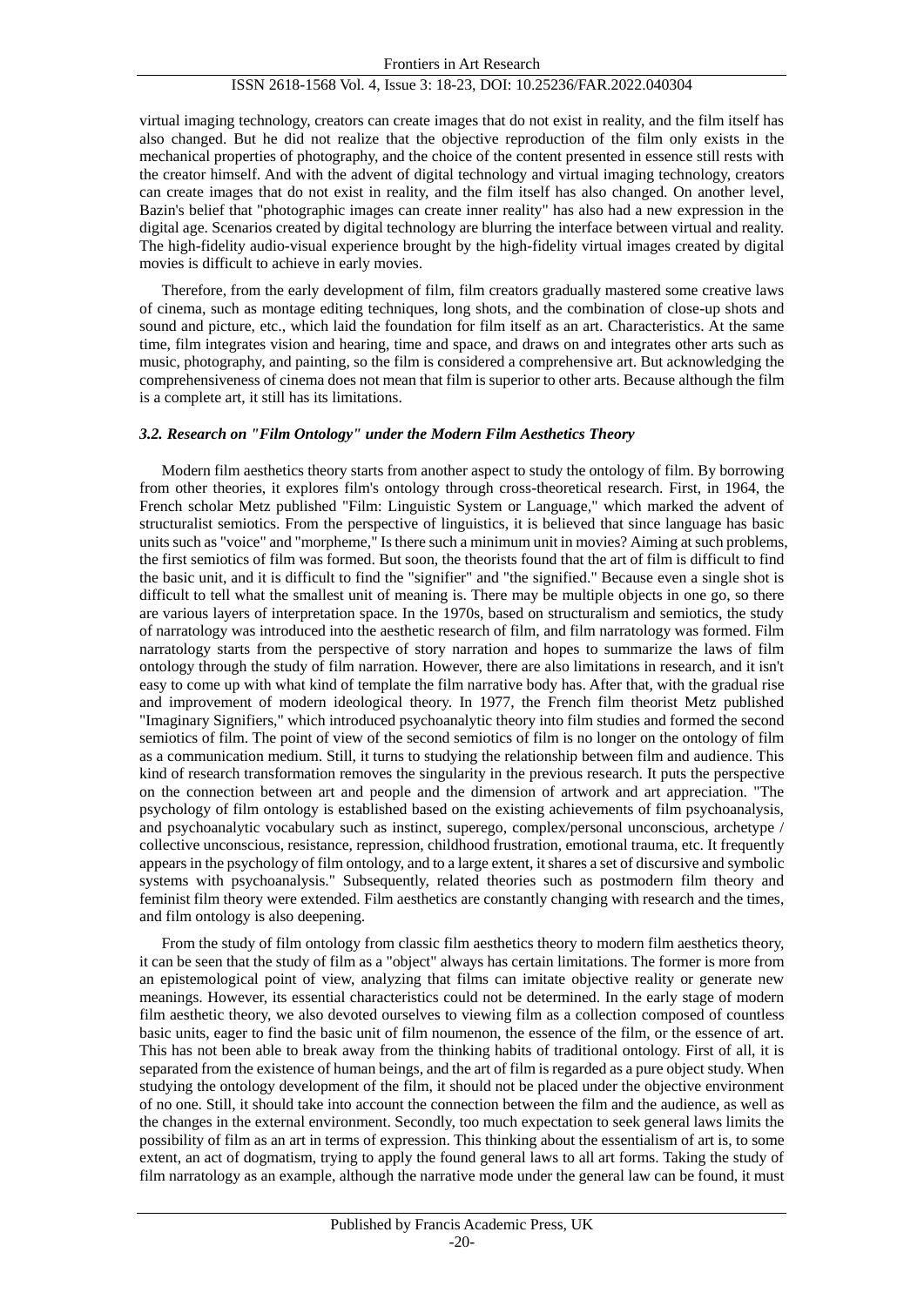virtual imaging technology, creators can create images that do not exist in reality, and the film itself has also changed. But he did not realize that the objective reproduction of the film only exists in the mechanical properties of photography, and the choice of the content presented in essence still rests with the creator himself. And with the advent of digital technology and virtual imaging technology, creators can create images that do not exist in reality, and the film itself has also changed. On another level, Bazin's belief that "photographic images can create inner reality" has also had a new expression in the digital age. Scenarios created by digital technology are blurring the interface between virtual and reality. The high-fidelity audio-visual experience brought by the high-fidelity virtual images created by digital movies is difficult to achieve in early movies.

Therefore, from the early development of film, film creators gradually mastered some creative laws of cinema, such as montage editing techniques, long shots, and the combination of close-up shots and sound and picture, etc., which laid the foundation for film itself as an art. Characteristics. At the same time, film integrates vision and hearing, time and space, and draws on and integrates other arts such as music, photography, and painting, so the film is considered a comprehensive art. But acknowledging the comprehensiveness of cinema does not mean that film is superior to other arts. Because although the film is a complete art, it still has its limitations.

### *3.2. Research on "Film Ontology" under the Modern Film Aesthetics Theory*

Modern film aesthetics theory starts from another aspect to study the ontology of film. By borrowing from other theories, it explores film's ontology through cross-theoretical research. First, in 1964, the French scholar Metz published "Film: Linguistic System or Language," which marked the advent of structuralist semiotics. From the perspective of linguistics, it is believed that since language has basic units such as "voice" and "morpheme," Is there such a minimum unit in movies? Aiming at such problems, the first semiotics of film was formed. But soon, the theorists found that the art of film is difficult to find the basic unit, and it is difficult to find the "signifier" and "the signified." Because even a single shot is difficult to tell what the smallest unit of meaning is. There may be multiple objects in one go, so there are various layers of interpretation space. In the 1970s, based on structuralism and semiotics, the study of narratology was introduced into the aesthetic research of film, and film narratology was formed. Film narratology starts from the perspective of story narration and hopes to summarize the laws of film ontology through the study of film narration. However, there are also limitations in research, and it isn't easy to come up with what kind of template the film narrative body has. After that, with the gradual rise and improvement of modern ideological theory. In 1977, the French film theorist Metz published "Imaginary Signifiers," which introduced psychoanalytic theory into film studies and formed the second semiotics of film. The point of view of the second semiotics of film is no longer on the ontology of film as a communication medium. Still, it turns to studying the relationship between film and audience. This kind of research transformation removes the singularity in the previous research. It puts the perspective on the connection between art and people and the dimension of artwork and art appreciation. "The psychology of film ontology is established based on the existing achievements of film psychoanalysis, and psychoanalytic vocabulary such as instinct, superego, complex/personal unconscious, archetype / collective unconscious, resistance, repression, childhood frustration, emotional trauma, etc. It frequently appears in the psychology of film ontology, and to a large extent, it shares a set of discursive and symbolic systems with psychoanalysis." Subsequently, related theories such as postmodern film theory and feminist film theory were extended. Film aesthetics are constantly changing with research and the times, and film ontology is also deepening.

From the study of film ontology from classic film aesthetics theory to modern film aesthetics theory, it can be seen that the study of film as a "object" always has certain limitations. The former is more from an epistemological point of view, analyzing that films can imitate objective reality or generate new meanings. However, its essential characteristics could not be determined. In the early stage of modern film aesthetic theory, we also devoted ourselves to viewing film as a collection composed of countless basic units, eager to find the basic unit of film noumenon, the essence of the film, or the essence of art. This has not been able to break away from the thinking habits of traditional ontology. First of all, it is separated from the existence of human beings, and the art of film is regarded as a pure object study. When studying the ontology development of the film, it should not be placed under the objective environment of no one. Still, it should take into account the connection between the film and the audience, as well as the changes in the external environment. Secondly, too much expectation to seek general laws limits the possibility of film as an art in terms of expression. This thinking about the essentialism of art is, to some extent, an act of dogmatism, trying to apply the found general laws to all art forms. Taking the study of film narratology as an example, although the narrative mode under the general law can be found, it must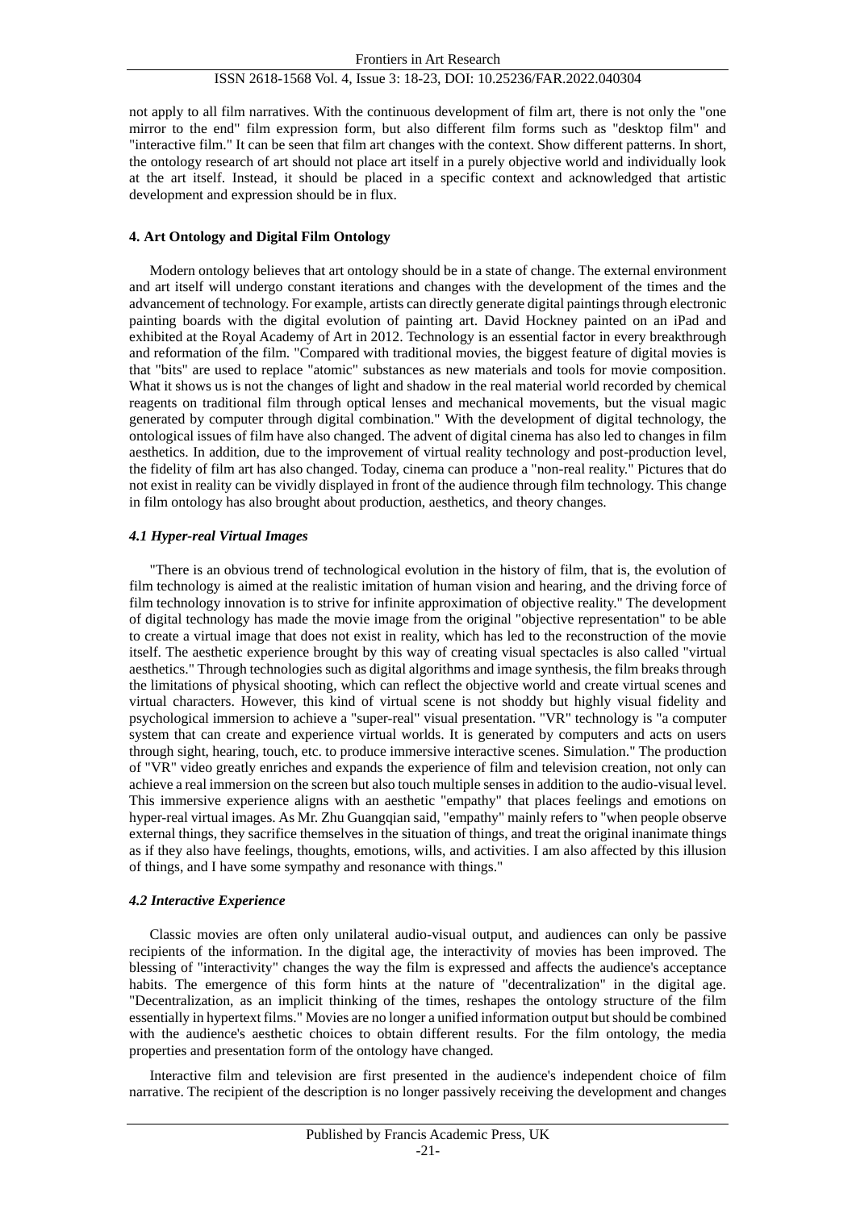not apply to all film narratives. With the continuous development of film art, there is not only the "one mirror to the end" film expression form, but also different film forms such as "desktop film" and "interactive film." It can be seen that film art changes with the context. Show different patterns. In short, the ontology research of art should not place art itself in a purely objective world and individually look at the art itself. Instead, it should be placed in a specific context and acknowledged that artistic development and expression should be in flux.

## 4. Art Ontology and Digital Film Ontology

Modern ontology believes that art ontology should be in a state of change. The external environment and art itself will undergo constant iterations and changes with the development of the times and the advancement of technology. For example, artists can directly generate digital paintings through electronic painting boards with the digital evolution of painting art. David Hockney painted on an iPad and exhibited at the Royal Academy of Art in 2012. Technology is an essential factor in every breakthrough and reformation of the film. "Compared with traditional movies, the biggest feature of digital movies is that "bits" are used to replace "atomic" substances as new materials and tools for movie composition. What it shows us is not the changes of light and shadow in the real material world recorded by chemical reagents on traditional film through optical lenses and mechanical movements, but the visual magic generated by computer through digital combination." With the development of digital technology, the ontological issues of film have also changed. The advent of digital cinema has also led to changes in film aesthetics. In addition, due to the improvement of virtual reality technology and post-production level, the fidelity of film art has also changed. Today, cinema can produce a "non-real reality." Pictures that do not exist in reality can be vividly displayed in front of the audience through film technology. This change in film ontology has also brought about production, aesthetics, and theory changes.

### *4.1 Hyper-real Virtual Images*

"There is an obvious trend of technological evolution in the history of film, that is, the evolution of film technology is aimed at the realistic imitation of human vision and hearing, and the driving force of film technology innovation is to strive for infinite approximation of objective reality." The development of digital technology has made the movie image from the original "objective representation" to be able to create a virtual image that does not exist in reality, which has led to the reconstruction of the movie itself. The aesthetic experience brought by this way of creating visual spectacles is also called "virtual aesthetics." Through technologies such as digital algorithms and image synthesis, the film breaks through the limitations of physical shooting, which can reflect the objective world and create virtual scenes and virtual characters. However, this kind of virtual scene is not shoddy but highly visual fidelity and psychological immersion to achieve a "super-real" visual presentation. "VR" technology is "a computer system that can create and experience virtual worlds. It is generated by computers and acts on users through sight, hearing, touch, etc. to produce immersive interactive scenes. Simulation." The production of "VR" video greatly enriches and expands the experience of film and television creation, not only can achieve a real immersion on the screen but also touch multiple senses in addition to the audio-visual level. This immersive experience aligns with an aesthetic "empathy" that places feelings and emotions on hyper-real virtual images. As Mr. Zhu Guangqian said, "empathy" mainly refers to "when people observe external things, they sacrifice themselves in the situation of things, and treat the original inanimate things as if they also have feelings, thoughts, emotions, wills, and activities. I am also affected by this illusion of things, and I have some sympathy and resonance with things."

### *4.2 Interactive Experience*

Classic movies are often only unilateral audio-visual output, and audiences can only be passive recipients of the information. In the digital age, the interactivity of movies has been improved. The blessing of "interactivity" changes the way the film is expressed and affects the audience's acceptance habits. The emergence of this form hints at the nature of "decentralization" in the digital age. "Decentralization, as an implicit thinking of the times, reshapes the ontology structure of the film essentially in hypertext films." Movies are no longer a unified information output but should be combined with the audience's aesthetic choices to obtain different results. For the film ontology, the media properties and presentation form of the ontology have changed.

Interactive film and television are first presented in the audience's independent choice of film narrative. The recipient of the description is no longer passively receiving the development and changes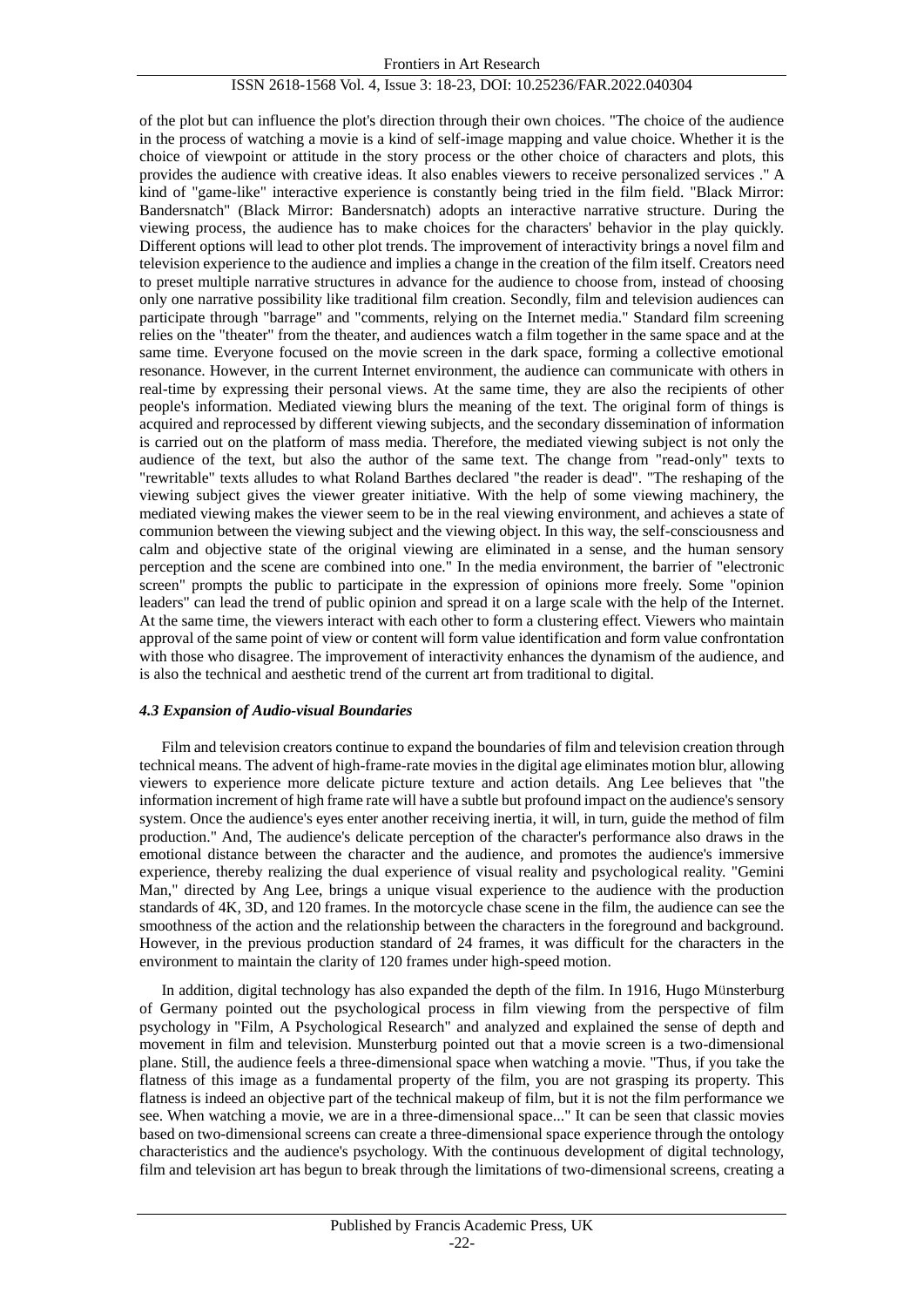of the plot but can influence the plot's direction through their own choices. "The choice of the audience in the process of watching a movie is a kind of self-image mapping and value choice. Whether it is the choice of viewpoint or attitude in the story process or the other choice of characters and plots, this provides the audience with creative ideas. It also enables viewers to receive personalized services ." A kind of "game-like" interactive experience is constantly being tried in the film field. "Black Mirror: Bandersnatch" (Black Mirror: Bandersnatch) adopts an interactive narrative structure. During the viewing process, the audience has to make choices for the characters' behavior in the play quickly. Different options will lead to other plot trends. The improvement of interactivity brings a novel film and television experience to the audience and implies a change in the creation of the film itself. Creators need to preset multiple narrative structures in advance for the audience to choose from, instead of choosing only one narrative possibility like traditional film creation. Secondly, film and television audiences can participate through "barrage" and "comments, relying on the Internet media." Standard film screening relies on the "theater" from the theater, and audiences watch a film together in the same space and at the same time. Everyone focused on the movie screen in the dark space, forming a collective emotional resonance. However, in the current Internet environment, the audience can communicate with others in real-time by expressing their personal views. At the same time, they are also the recipients of other people's information. Mediated viewing blurs the meaning of the text. The original form of things is acquired and reprocessed by different viewing subjects, and the secondary dissemination of information is carried out on the platform of mass media. Therefore, the mediated viewing subject is not only the audience of the text, but also the author of the same text. The change from "read-only" texts to "rewritable" texts alludes to what Roland Barthes declared "the reader is dead". "The reshaping of the viewing subject gives the viewer greater initiative. With the help of some viewing machinery, the mediated viewing makes the viewer seem to be in the real viewing environment, and achieves a state of communion between the viewing subject and the viewing object. In this way, the self-consciousness and calm and objective state of the original viewing are eliminated in a sense, and the human sensory perception and the scene are combined into one." In the media environment, the barrier of "electronic screen" prompts the public to participate in the expression of opinions more freely. Some "opinion leaders" can lead the trend of public opinion and spread it on a large scale with the help of the Internet. At the same time, the viewers interact with each other to form a clustering effect. Viewers who maintain approval of the same point of view or content will form value identification and form value confrontation with those who disagree. The improvement of interactivity enhances the dynamism of the audience, and is also the technical and aesthetic trend of the current art from traditional to digital.

### *4.3 Expansion of Audio-visual Boundaries*

Film and television creators continue to expand the boundaries of film and television creation through technical means. The advent of high-frame-rate movies in the digital age eliminates motion blur, allowing viewers to experience more delicate picture texture and action details. Ang Lee believes that "the information increment of high frame rate will have a subtle but profound impact on the audience's sensory system. Once the audience's eyes enter another receiving inertia, it will, in turn, guide the method of film production." And, The audience's delicate perception of the character's performance also draws in the emotional distance between the character and the audience, and promotes the audience's immersive experience, thereby realizing the dual experience of visual reality and psychological reality. "Gemini Man," directed by Ang Lee, brings a unique visual experience to the audience with the production standards of 4K, 3D, and 120 frames. In the motorcycle chase scene in the film, the audience can see the smoothness of the action and the relationship between the characters in the foreground and background. However, in the previous production standard of 24 frames, it was difficult for the characters in the environment to maintain the clarity of 120 frames under high-speed motion.

In addition, digital technology has also expanded the depth of the film. In 1916, Hugo Münsterburg of Germany pointed out the psychological process in film viewing from the perspective of film psychology in "Film, A Psychological Research" and analyzed and explained the sense of depth and movement in film and television. Munsterburg pointed out that a movie screen is a two-dimensional plane. Still, the audience feels a three-dimensional space when watching a movie. "Thus, if you take the flatness of this image as a fundamental property of the film, you are not grasping its property. This flatness is indeed an objective part of the technical makeup of film, but it is not the film performance we see. When watching a movie, we are in a three-dimensional space..." It can be seen that classic movies based on two-dimensional screens can create a three-dimensional space experience through the ontology characteristics and the audience's psychology. With the continuous development of digital technology, film and television art has begun to break through the limitations of two-dimensional screens, creating a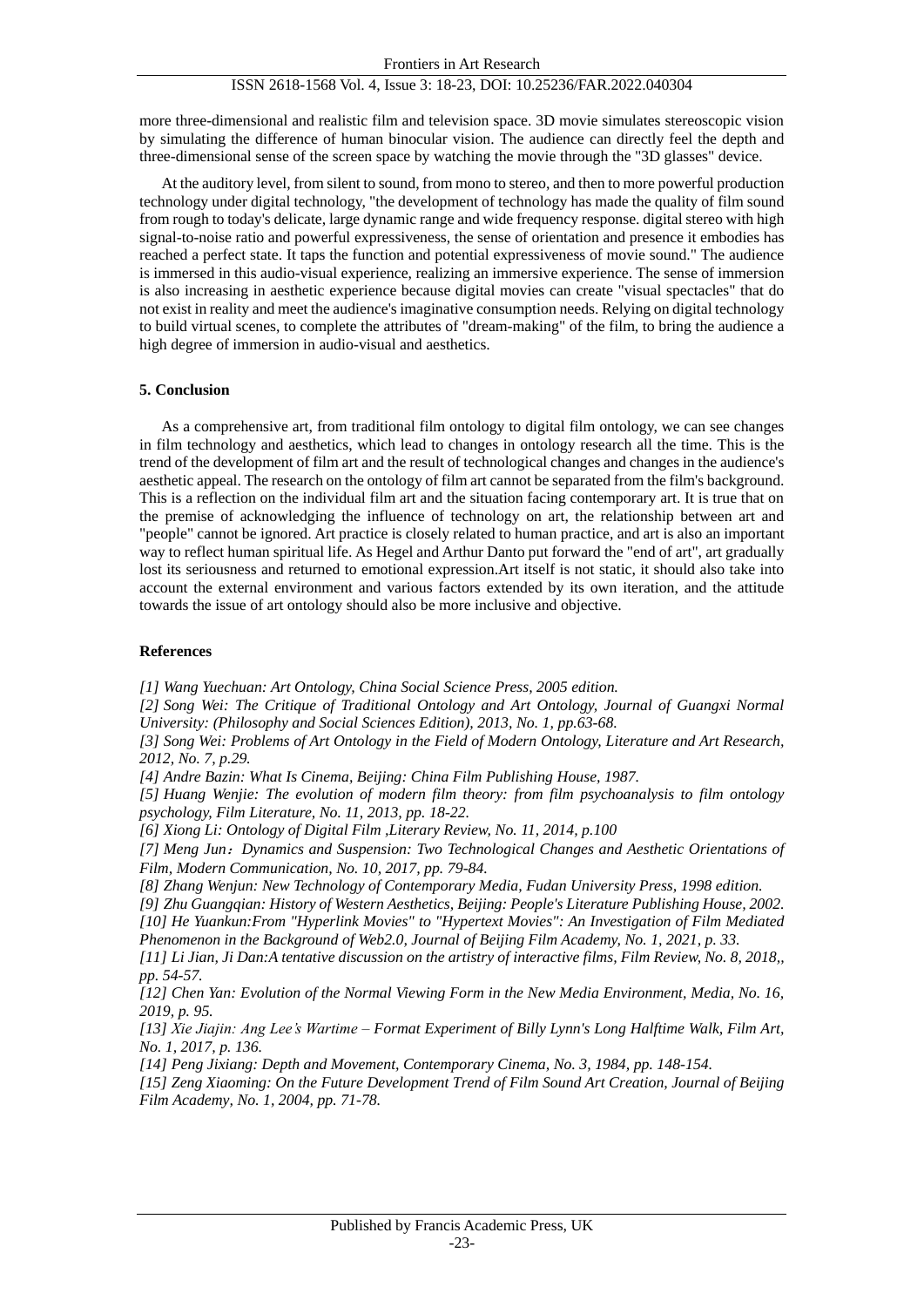more three-dimensional and realistic film and television space. 3D movie simulates stereoscopic vision by simulating the difference of human binocular vision. The audience can directly feel the depth and three-dimensional sense of the screen space by watching the movie through the "3D glasses" device.

At the auditory level, from silent to sound, from mono to stereo, and then to more powerful production technology under digital technology, "the development of technology has made the quality of film sound from rough to today's delicate, large dynamic range and wide frequency response. digital stereo with high signal-to-noise ratio and powerful expressiveness, the sense of orientation and presence it embodies has reached a perfect state. It taps the function and potential expressiveness of movie sound." The audience is immersed in this audio-visual experience, realizing an immersive experience. The sense of immersion is also increasing in aesthetic experience because digital movies can create "visual spectacles" that do not exist in reality and meet the audience's imaginative consumption needs. Relying on digital technology to build virtual scenes, to complete the attributes of "dream-making" of the film, to bring the audience a high degree of immersion in audio-visual and aesthetics.

## 5. Conclusion

As a comprehensive art, from traditional film ontology to digital film ontology, we can see changes in film technology and aesthetics, which lead to changes in ontology research all the time. This is the trend of the development of film art and the result of technological changes and changes in the audience's aesthetic appeal. The research on the ontology of film art cannot be separated from the film's background. This is a reflection on the individual film art and the situation facing contemporary art. It is true that on the premise of acknowledging the influence of technology on art, the relationship between art and "people" cannot be ignored. Art practice is closely related to human practice, and art is also an important way to reflect human spiritual life. As Hegel and Arthur Danto put forward the "end of art", art gradually lost its seriousness and returned to emotional expression.Art itself is not static, it should also take into account the external environment and various factors extended by its own iteration, and the attitude towards the issue of art ontology should also be more inclusive and objective.

## References

*[1] Wang Yuechuan: Art Ontology, China Social Science Press, 2005 edition.*

*[2] Song Wei: The Critique of Traditional Ontology and Art Ontology, Journal of Guangxi Normal University: (Philosophy and Social Sciences Edition), 2013, No. 1, pp.63-68.*

*[3] Song Wei: Problems of Art Ontology in the Field of Modern Ontology, Literature and Art Research, 2012, No. 7, p.29.*

*[4] Andre Bazin: What Is Cinema, Beijing: China Film Publishing House, 1987.*

*[5] Huang Wenjie: The evolution of modern film theory: from film psychoanalysis to film ontology psychology, Film Literature, No. 11, 2013, pp. 18-22.*

*[6] Xiong Li: Ontology of Digital Film ,Literary Review, No. 11, 2014, p.100*

*[7] Meng Jun：Dynamics and Suspension: Two Technological Changes and Aesthetic Orientations of Film, Modern Communication, No. 10, 2017, pp. 79-84.*

*[8] Zhang Wenjun: New Technology of Contemporary Media, Fudan University Press, 1998 edition.*

*[9] Zhu Guangqian: History of Western Aesthetics, Beijing: People's Literature Publishing House, 2002.*

*[10] He Yuankun:From "Hyperlink Movies" to "Hypertext Movies": An Investigation of Film Mediated Phenomenon in the Background of Web2.0, Journal of Beijing Film Academy, No. 1, 2021, p. 33.*

*[11] Li Jian, Ji Dan:A tentative discussion on the artistry of interactive films, Film Review, No. 8, 2018,, pp. 54-57.*

*[12] Chen Yan: Evolution of the Normal Viewing Form in the New Media Environment, Media, No. 16, 2019, p. 95.*

*[13] Xie Jiajin: Ang Lee's Wartime – Format Experiment of Billy Lynn's Long Halftime Walk, Film Art, No. 1, 2017, p. 136.*

*[14] Peng Jixiang: Depth and Movement, Contemporary Cinema, No. 3, 1984, pp. 148-154.*

*[15] Zeng Xiaoming: On the Future Development Trend of Film Sound Art Creation, Journal of Beijing Film Academy, No. 1, 2004, pp. 71-78.*